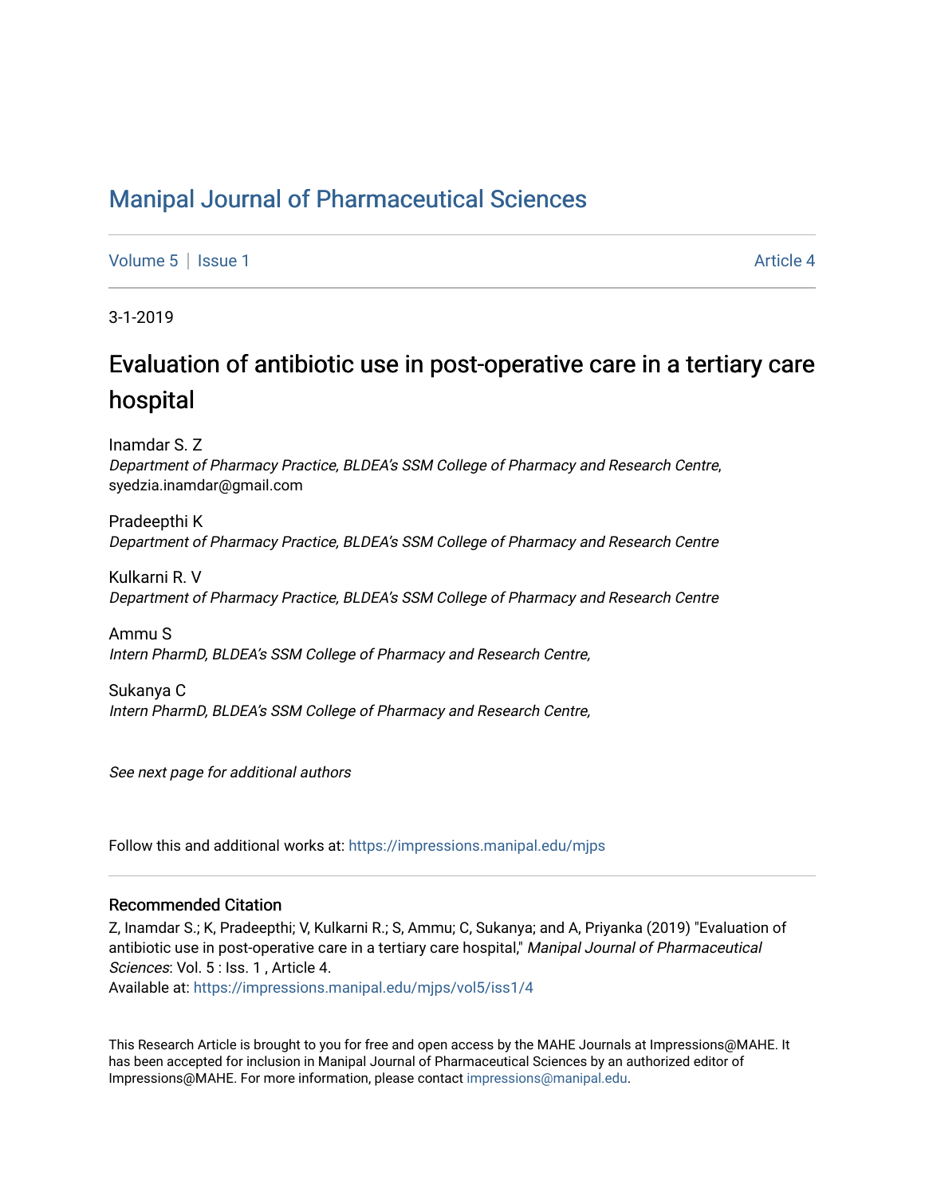# Manipal Journal of Pharmaceutical Sciences

Volume 5 | Issue 1 Article 4

3-1-2019

## Evaluation of antibiotic use in post-operative care in a tertiary care hospital

Inamdar S. Z
*Department of Pharmacy Practice, BLDEA's SSM College of Pharmacy and Research Centre*, syedzia.inamdar@gmail.com

Pradeepthi K
*Department of Pharmacy Practice, BLDEA's SSM College of Pharmacy and Research Centre*

Kulkarni R. V
*Department of Pharmacy Practice, BLDEA's SSM College of Pharmacy and Research Centre*

Ammu S
*Intern PharmD, BLDEA's SSM College of Pharmacy and Research Centre,*

Sukanya C
*Intern PharmD, BLDEA's SSM College of Pharmacy and Research Centre,*

*See next page for additional authors*

Follow this and additional works at: https://impressions.manipal.edu/mjps

### Recommended Citation

Z, Inamdar S.; K, Pradeepthi; V, Kulkarni R.; S, Ammu; C, Sukanya; and A, Priyanka (2019) "Evaluation of antibiotic use in post-operative care in a tertiary care hospital," *Manipal Journal of Pharmaceutical Sciences*: Vol. 5 : Iss. 1 , Article 4.
Available at: https://impressions.manipal.edu/mjps/vol5/iss1/4

This Research Article is brought to you for free and open access by the MAHE Journals at Impressions@MAHE. It has been accepted for inclusion in Manipal Journal of Pharmaceutical Sciences by an authorized editor of Impressions@MAHE. For more information, please contact impressions@manipal.edu.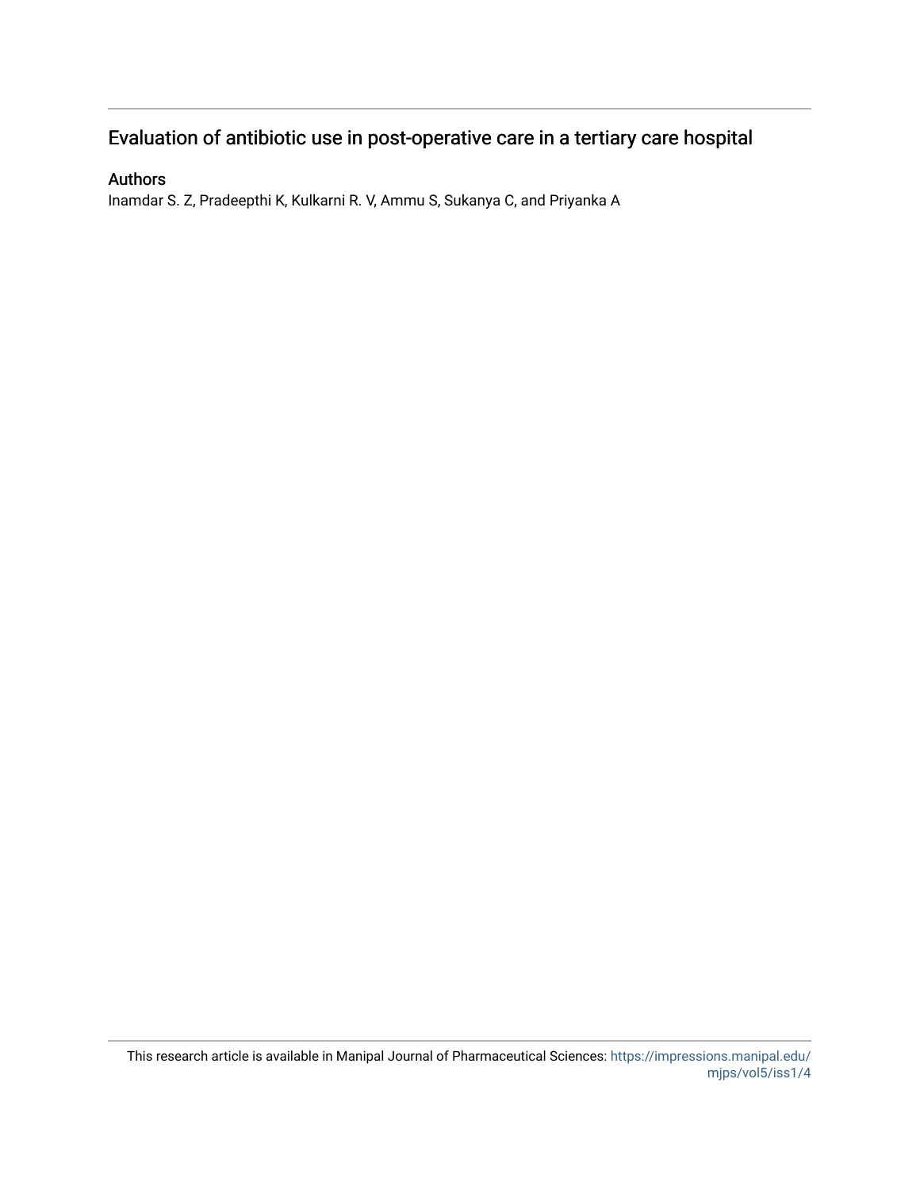# Evaluation of antibiotic use in post-operative care in a tertiary care hospital

## Authors

Inamdar S. Z, Pradeepthi K, Kulkarni R. V, Ammu S, Sukanya C, and Priyanka A

This research article is available in Manipal Journal of Pharmaceutical Sciences: https://impressions.manipal.edu/mjps/vol5/iss1/4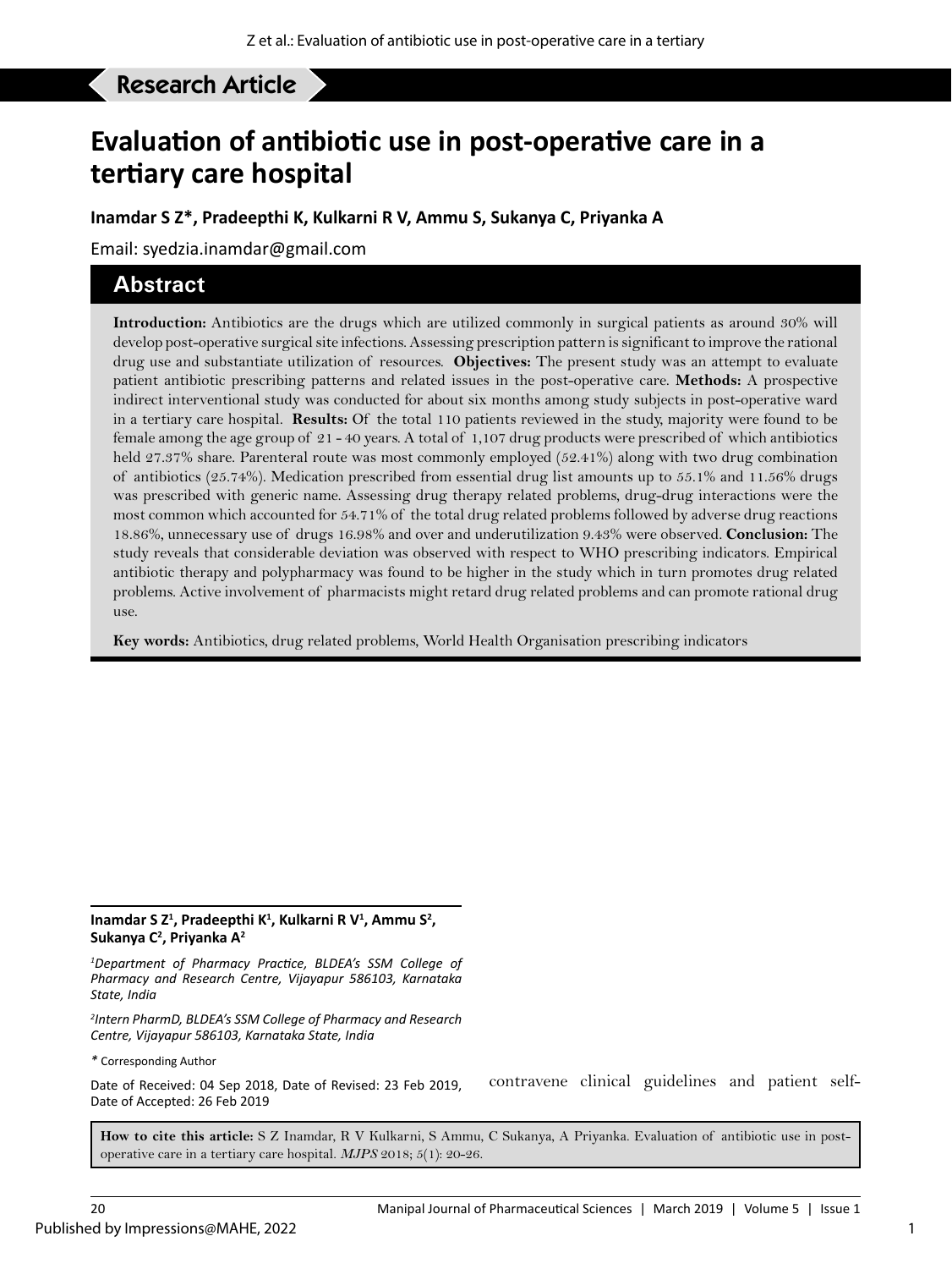# Research Article

# Evaluation of antibiotic use in post-operative care in a tertiary care hospital

**Inamdar S Z*, Pradeepthi K, Kulkarni R V, Ammu S, Sukanya C, Priyanka A**

Email: syedzia.inamdar@gmail.com

## Abstract

**Introduction:** Antibiotics are the drugs which are utilized commonly in surgical patients as around 30% will develop post-operative surgical site infections. Assessing prescription pattern is significant to improve the rational drug use and substantiate utilization of resources. **Objectives:** The present study was an attempt to evaluate patient antibiotic prescribing patterns and related issues in the post-operative care. **Methods:** A prospective indirect interventional study was conducted for about six months among study subjects in post-operative ward in a tertiary care hospital. **Results:** Of the total 110 patients reviewed in the study, majority were found to be female among the age group of 21 - 40 years. A total of 1,107 drug products were prescribed of which antibiotics held 27.37% share. Parenteral route was most commonly employed (52.41%) along with two drug combination of antibiotics (25.74%). Medication prescribed from essential drug list amounts up to 55.1% and 11.56% drugs was prescribed with generic name. Assessing drug therapy related problems, drug-drug interactions were the most common which accounted for 54.71% of the total drug related problems followed by adverse drug reactions 18.86%, unnecessary use of drugs 16.98% and over and underutilization 9.43% were observed. **Conclusion:** The study reveals that considerable deviation was observed with respect to WHO prescribing indicators. Empirical antibiotic therapy and polypharmacy was found to be higher in the study which in turn promotes drug related problems. Active involvement of pharmacists might retard drug related problems and can promote rational drug use.

**Key words:** Antibiotics, drug related problems, World Health Organisation prescribing indicators

---

**Inamdar S Z[1], Pradeepthi K[1], Kulkarni R V[1], Ammu S[2], Sukanya C[2], Priyanka A[2]**

*[1]Department of Pharmacy Practice, BLDEA's SSM College of Pharmacy and Research Centre, Vijayapur 586103, Karnataka State, India*

*[2]Intern PharmD, BLDEA's SSM College of Pharmacy and Research Centre, Vijayapur 586103, Karnataka State, India*

\* Corresponding Author

Date of Received: 04 Sep 2018, Date of Revised: 23 Feb 2019, Date of Accepted: 26 Feb 2019

contravene clinical guidelines and patient self-

**How to cite this article:** S Z Inamdar, R V Kulkarni, S Ammu, C Sukanya, A Priyanka. Evaluation of antibiotic use in post-operative care in a tertiary care hospital. *MJPS* 2018; 5(1): 20-26.